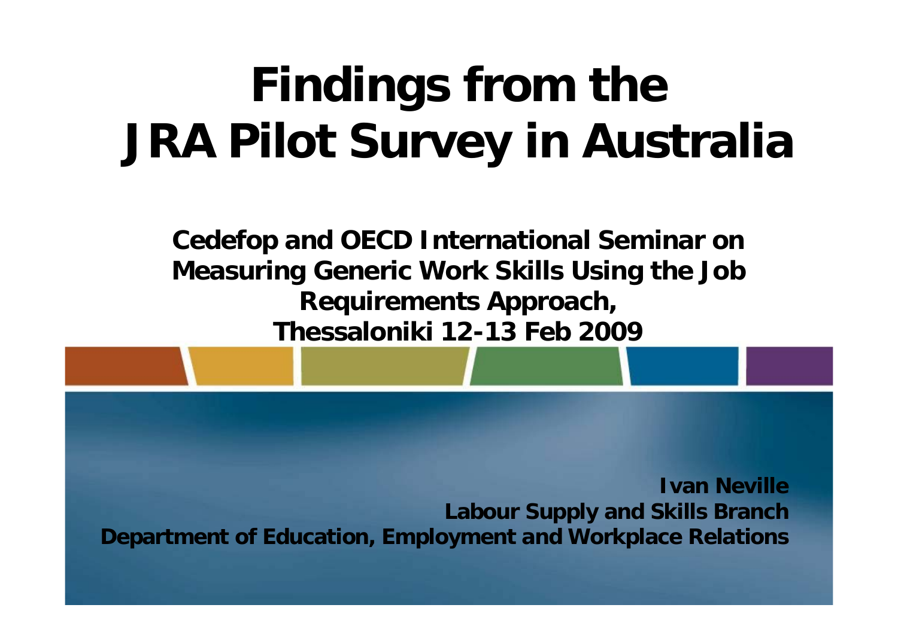# Findings from the JRA Pilot Survey in Australia

**Cedefop and OECD International Seminar on Measuring Generic Work Skills Using the Job Requirements Approach, Thessaloniki 12-13 Feb 2009**

**Ivan Neville**
**Labour Supply and Skills Branch**
**Department of Education, Employment and Workplace Relations**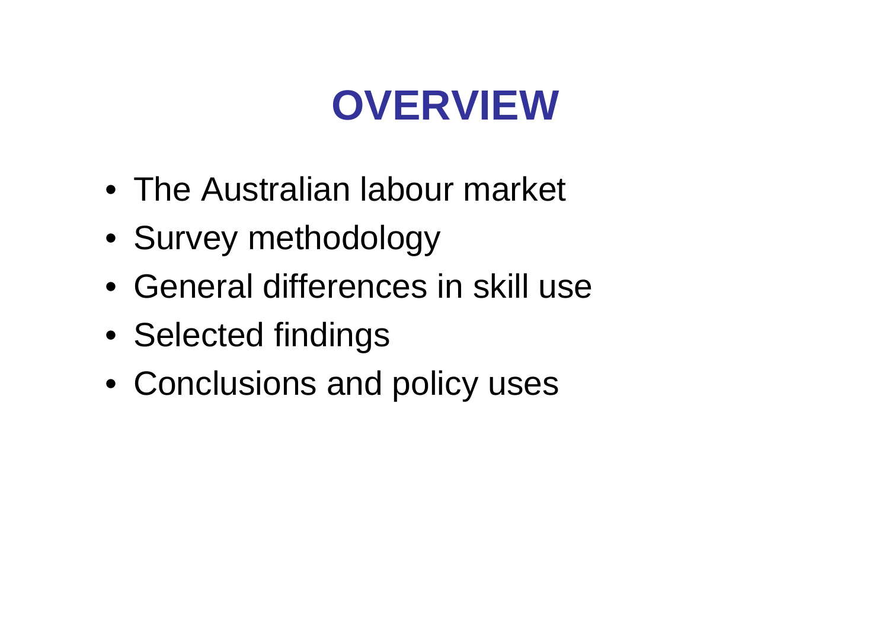# OVERVIEW

- The Australian labour market
- Survey methodology
- General differences in skill use
- Selected findings
- Conclusions and policy uses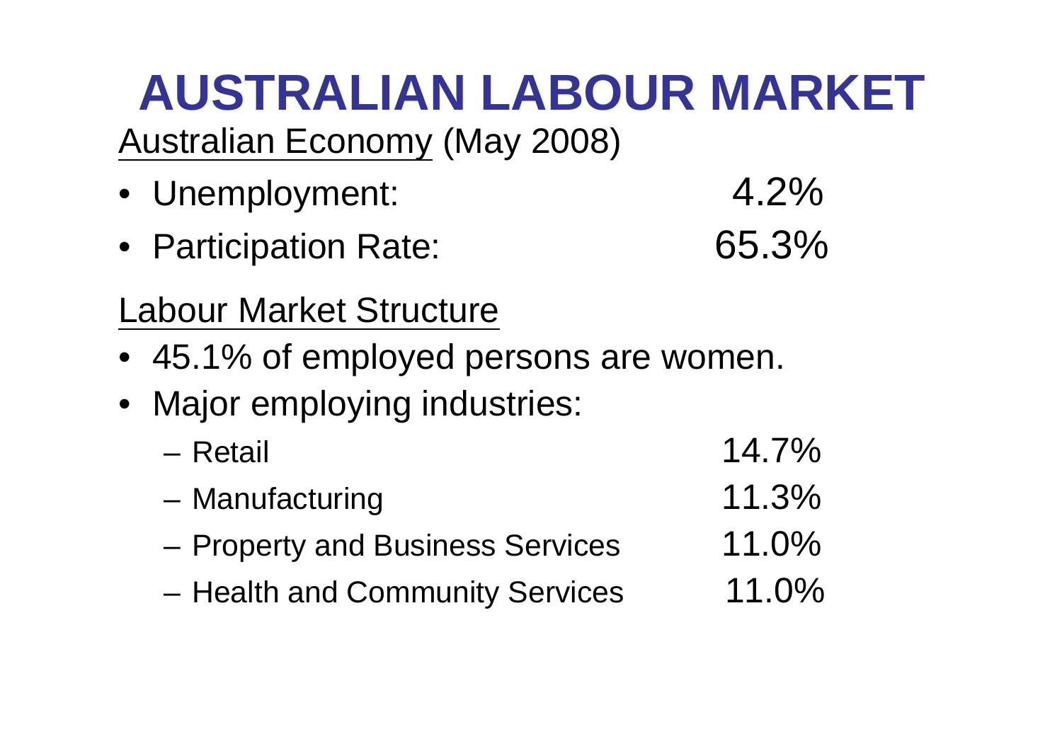# AUSTRALIAN LABOUR MARKET

Australian Economy (May 2008)

- Unemployment: 4.2%
- Participation Rate: 65.3%

Labour Market Structure

- 45.1% of employed persons are women.
- Major employing industries:
  - Retail 14.7%
  - Manufacturing 11.3%
  - Property and Business Services 11.0%
  - Health and Community Services 11.0%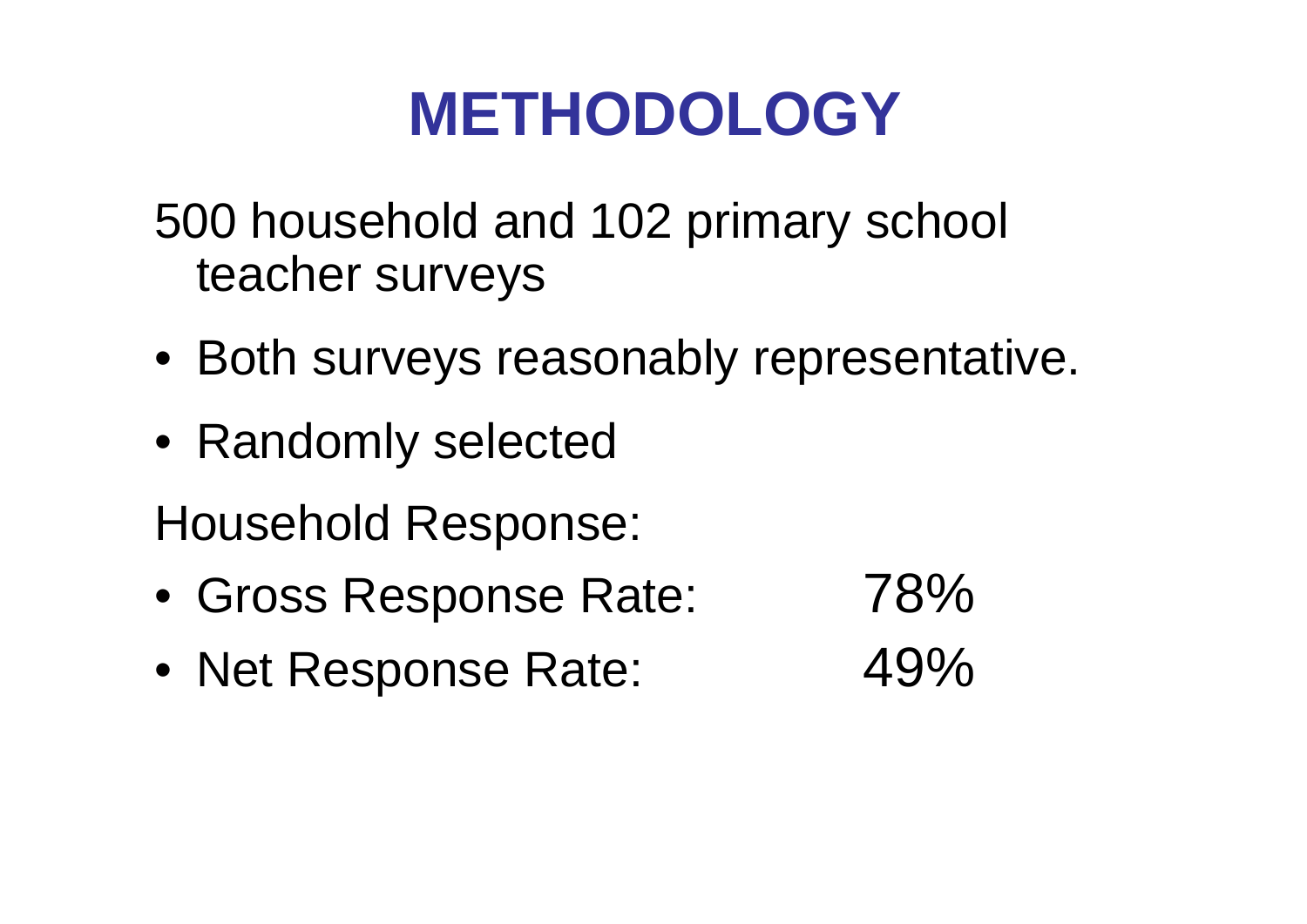# METHODOLOGY

500 household and 102 primary school teacher surveys

- Both surveys reasonably representative.
- Randomly selected

Household Response:

- Gross Response Rate: 78%
- Net Response Rate: 49%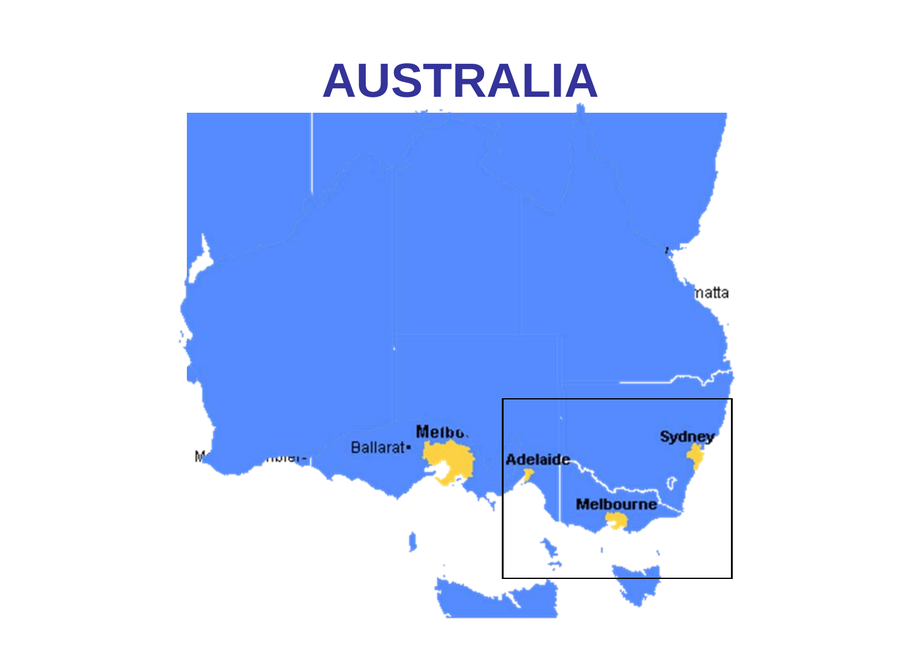# AUSTRALIA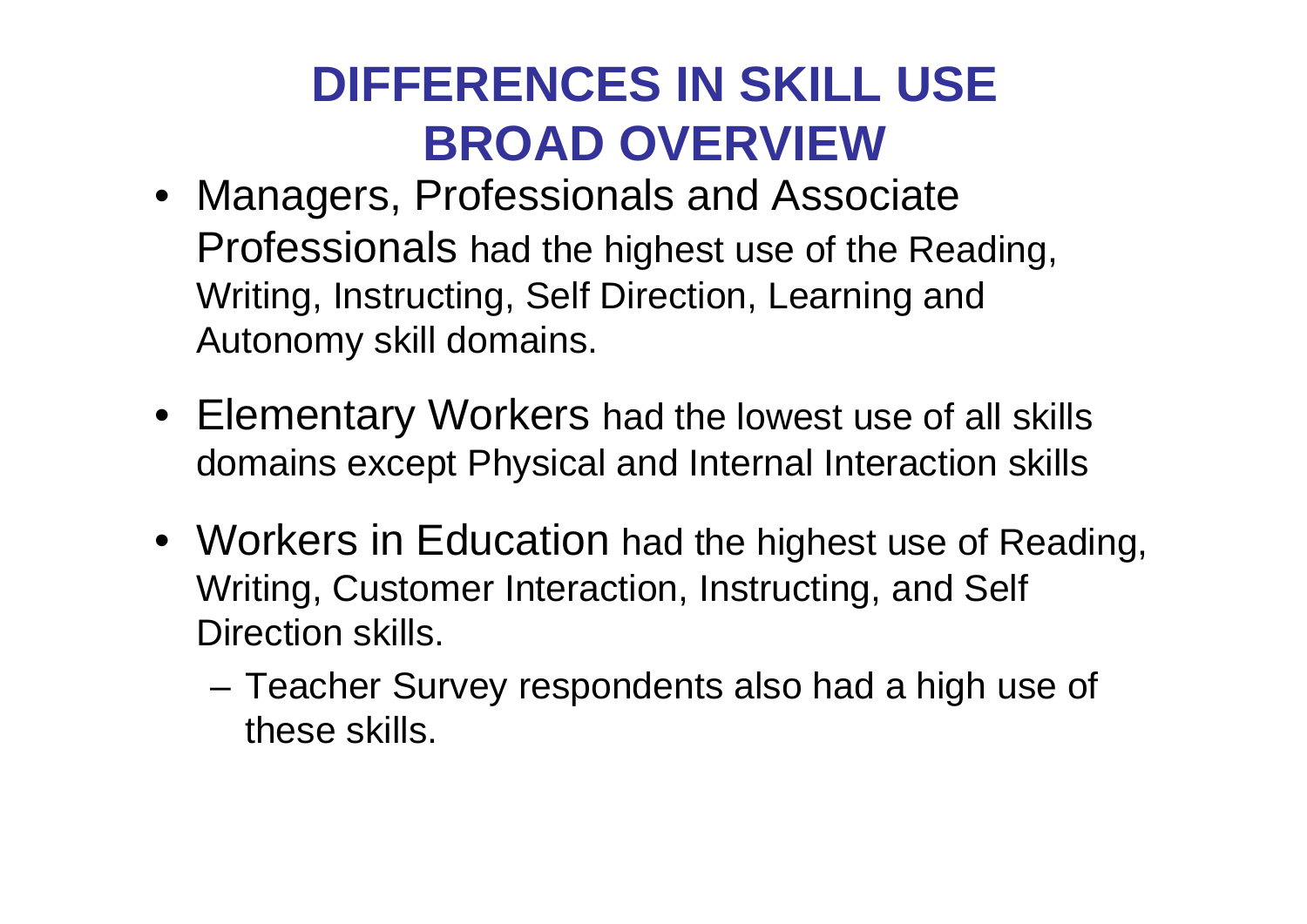# DIFFERENCES IN SKILL USE
# BROAD OVERVIEW

- Managers, Professionals and Associate Professionals had the highest use of the Reading, Writing, Instructing, Self Direction, Learning and Autonomy skill domains.
- Elementary Workers had the lowest use of all skills domains except Physical and Internal Interaction skills
- Workers in Education had the highest use of Reading, Writing, Customer Interaction, Instructing, and Self Direction skills.
  - Teacher Survey respondents also had a high use of these skills.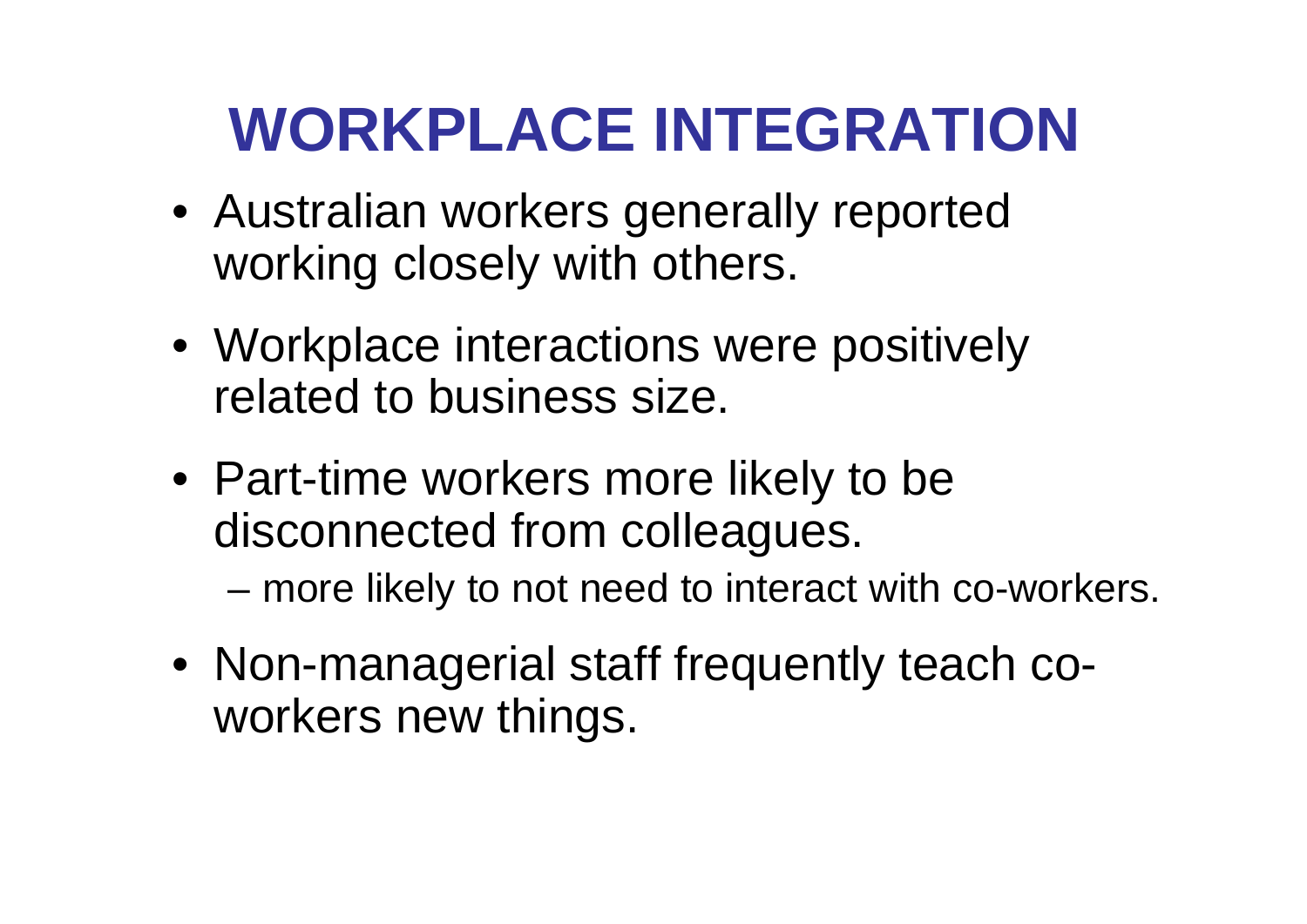# WORKPLACE INTEGRATION

- Australian workers generally reported working closely with others.
- Workplace interactions were positively related to business size.
- Part-time workers more likely to be disconnected from colleagues.
  - more likely to not need to interact with co-workers.
- Non-managerial staff frequently teach co-workers new things.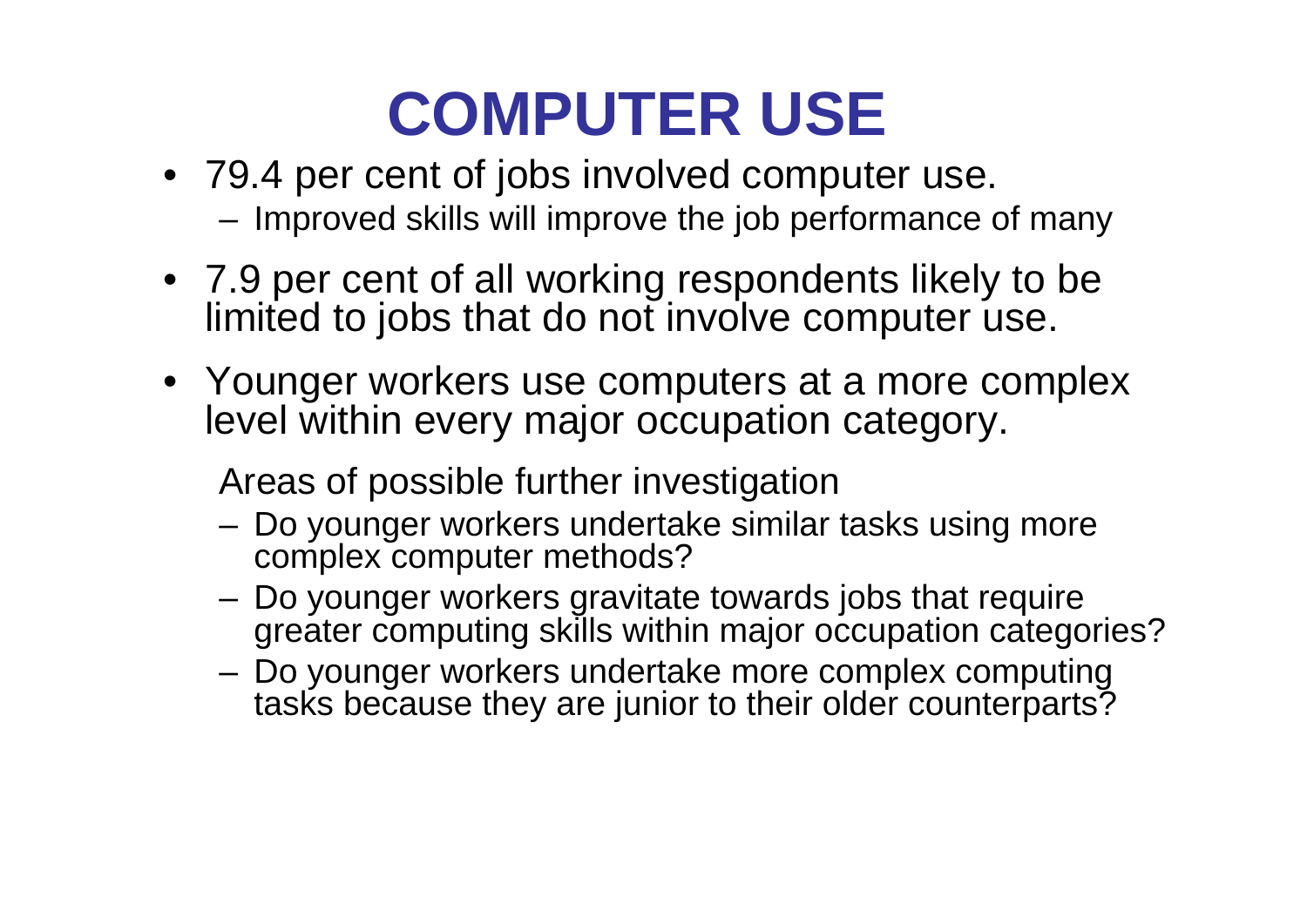# COMPUTER USE

- 79.4 per cent of jobs involved computer use.
  - Improved skills will improve the job performance of many
- 7.9 per cent of all working respondents likely to be limited to jobs that do not involve computer use.
- Younger workers use computers at a more complex level within every major occupation category.

  Areas of possible further investigation

  - Do younger workers undertake similar tasks using more complex computer methods?
  - Do younger workers gravitate towards jobs that require greater computing skills within major occupation categories?
  - Do younger workers undertake more complex computing tasks because they are junior to their older counterparts?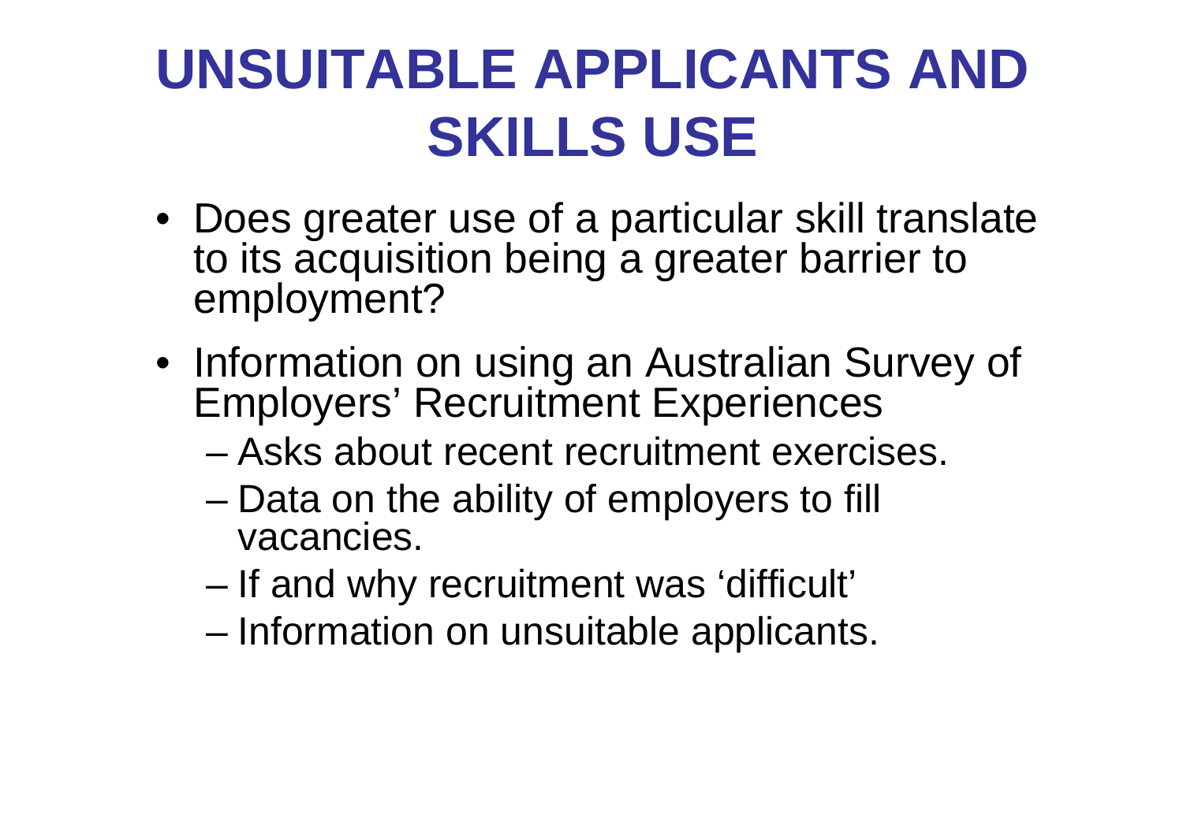# UNSUITABLE APPLICANTS AND SKILLS USE

- Does greater use of a particular skill translate to its acquisition being a greater barrier to employment?
- Information on using an Australian Survey of Employers' Recruitment Experiences
  - Asks about recent recruitment exercises.
  - Data on the ability of employers to fill vacancies.
  - If and why recruitment was 'difficult'
  - Information on unsuitable applicants.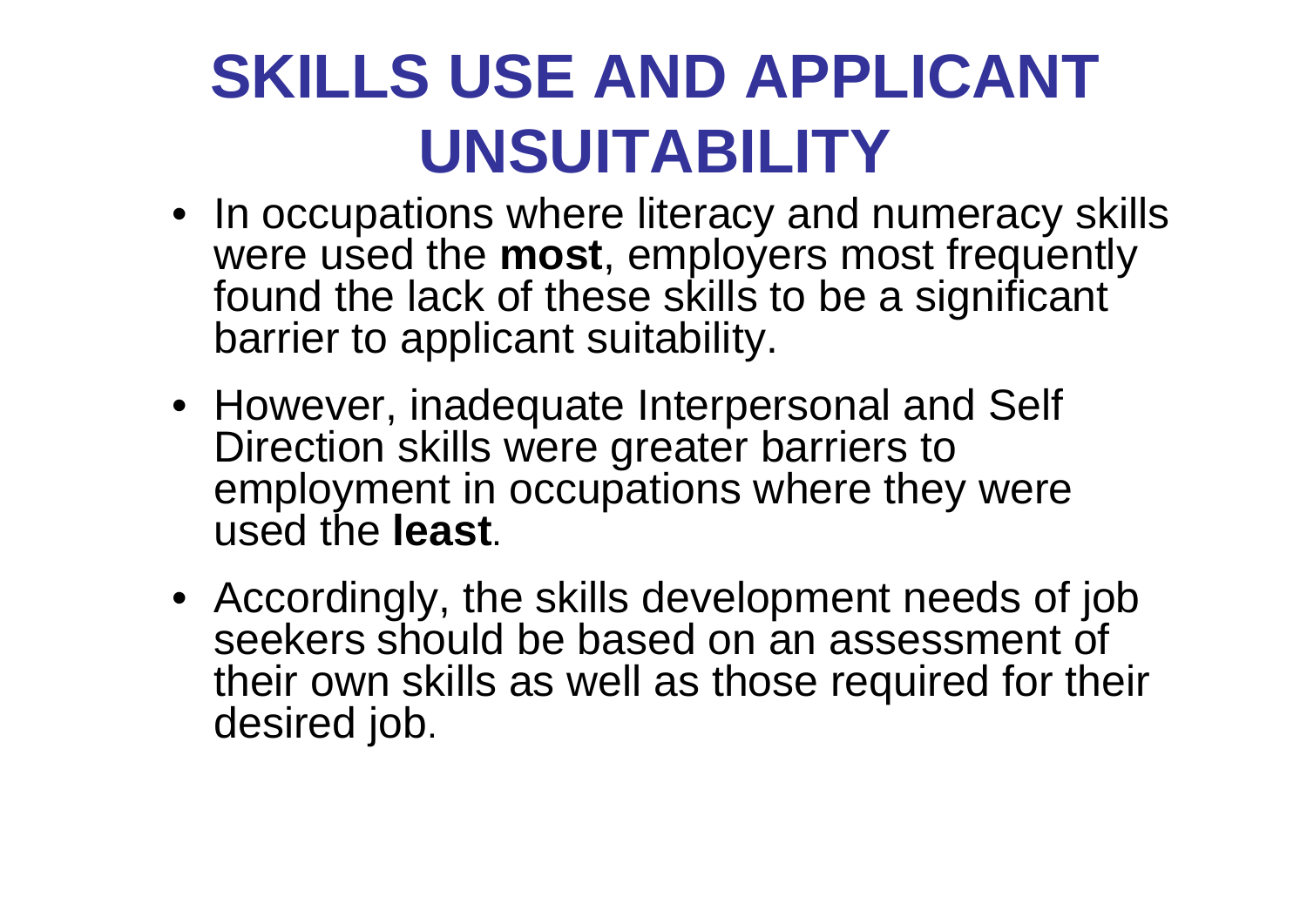# SKILLS USE AND APPLICANT UNSUITABILITY

- In occupations where literacy and numeracy skills were used the **most**, employers most frequently found the lack of these skills to be a significant barrier to applicant suitability.
- However, inadequate Interpersonal and Self Direction skills were greater barriers to employment in occupations where they were used the **least**.
- Accordingly, the skills development needs of job seekers should be based on an assessment of their own skills as well as those required for their desired job.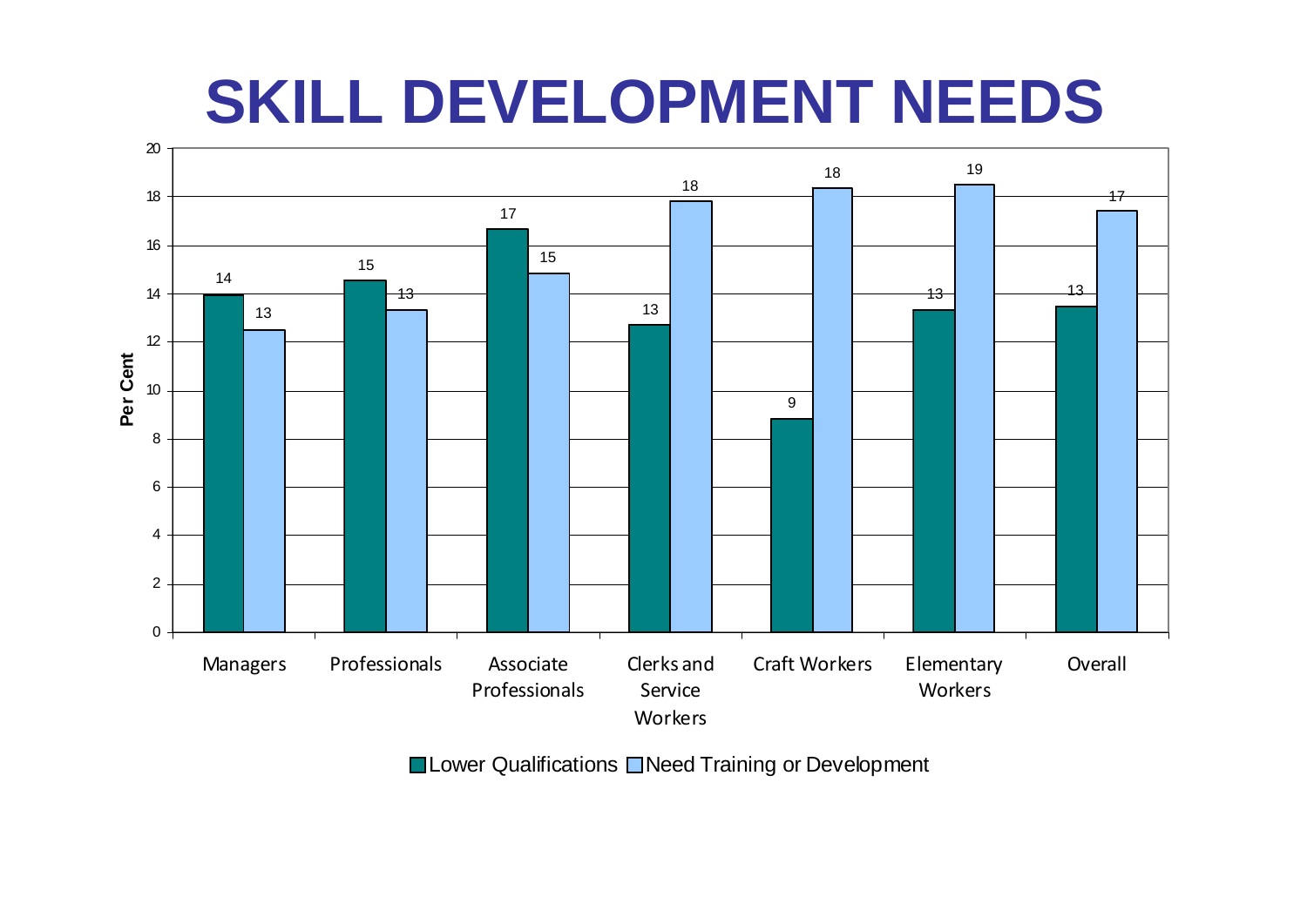# SKILL DEVELOPMENT NEEDS

| | Lower Qualifications | Need Training or Development |
|---|---|---|
| Managers | 14 | 13 |
| Professionals | 15 | 13 |
| Associate Professionals | 17 | 15 |
| Clerks and Service Workers | 13 | 18 |
| Craft Workers | 9 | 18 |
| Elementary Workers | 13 | 19 |
| Overall | 13 | 17 |

Per Cent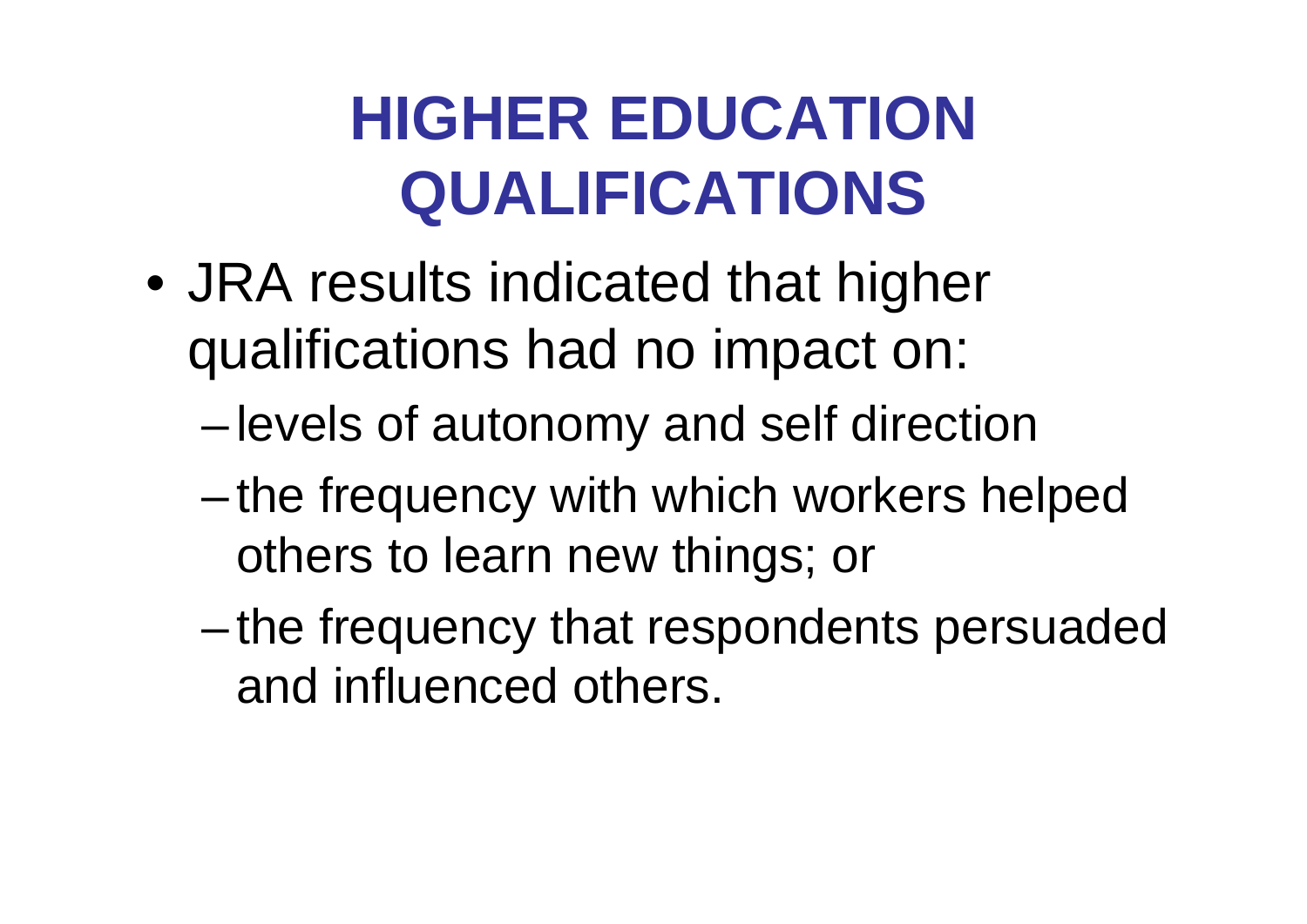# HIGHER EDUCATION QUALIFICATIONS

- JRA results indicated that higher qualifications had no impact on:
  - levels of autonomy and self direction
  - the frequency with which workers helped others to learn new things; or
  - the frequency that respondents persuaded and influenced others.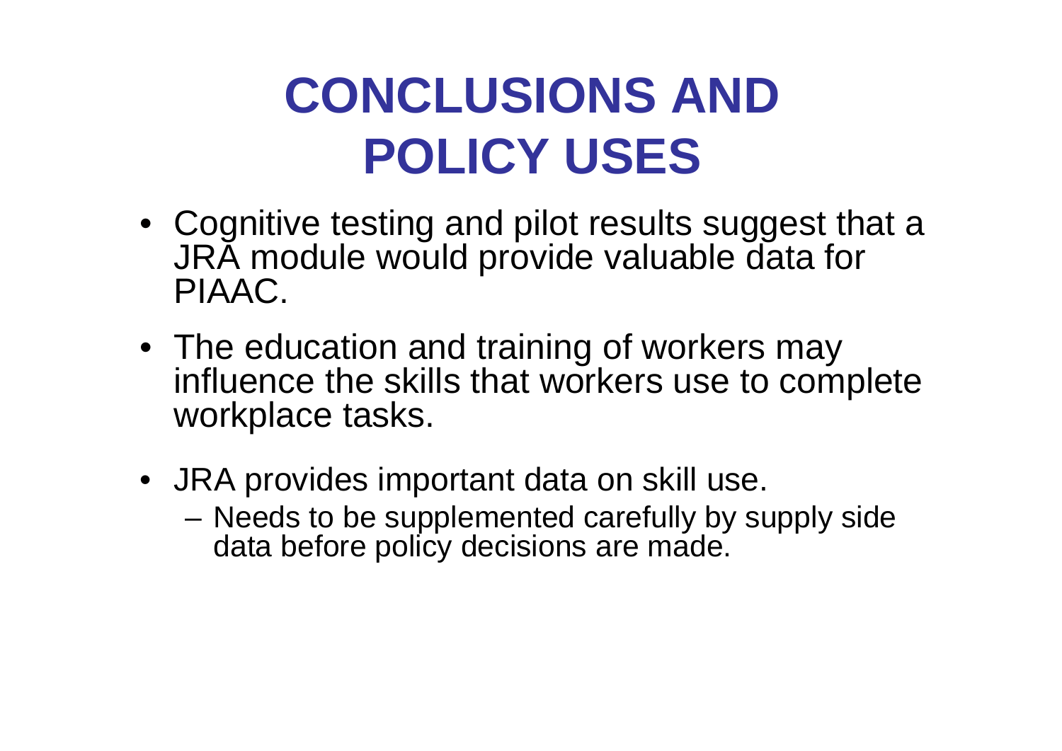# CONCLUSIONS AND POLICY USES

- Cognitive testing and pilot results suggest that a JRA module would provide valuable data for PIAAC.
- The education and training of workers may influence the skills that workers use to complete workplace tasks.
- JRA provides important data on skill use.
  - Needs to be supplemented carefully by supply side data before policy decisions are made.